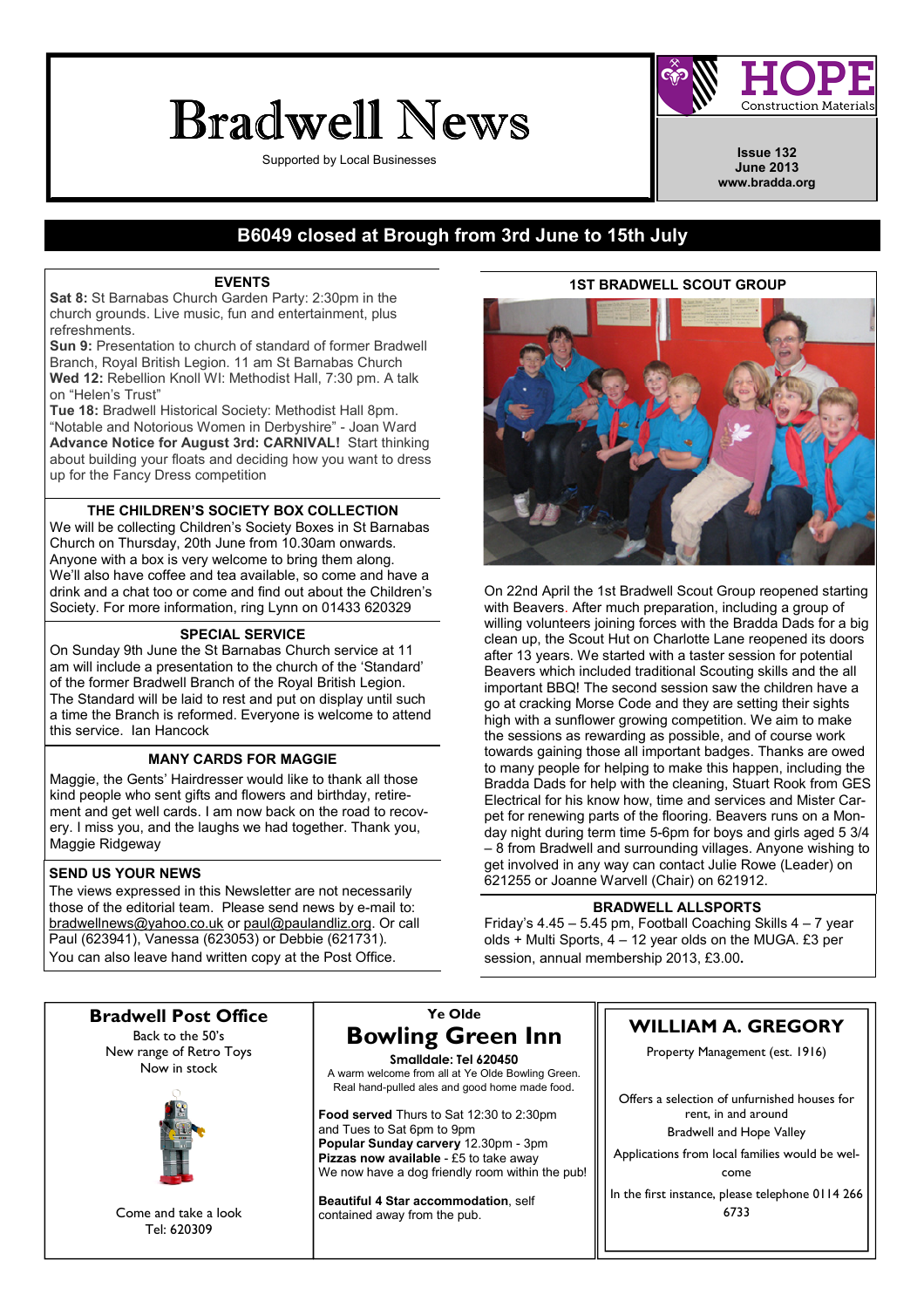# Bradwell News

Supported by Local Businesses

HOPE Construction Materials

**Issue 132**
**June 2013**
**www.bradda.org**

## B6049 closed at Brough from 3rd June to 15th July

### EVENTS

**Sat 8:** St Barnabas Church Garden Party: 2:30pm in the church grounds. Live music, fun and entertainment, plus refreshments.

**Sun 9:** Presentation to church of standard of former Bradwell Branch, Royal British Legion. 11 am St Barnabas Church

**Wed 12:** Rebellion Knoll WI: Methodist Hall, 7:30 pm. A talk on "Helen's Trust"

**Tue 18:** Bradwell Historical Society: Methodist Hall 8pm. "Notable and Notorious Women in Derbyshire" - Joan Ward

**Advance Notice for August 3rd: CARNIVAL!** Start thinking about building your floats and deciding how you want to dress up for the Fancy Dress competition

### THE CHILDREN'S SOCIETY BOX COLLECTION

We will be collecting Children's Society Boxes in St Barnabas Church on Thursday, 20th June from 10.30am onwards. Anyone with a box is very welcome to bring them along. We'll also have coffee and tea available, so come and have a drink and a chat too or come and find out about the Children's Society. For more information, ring Lynn on 01433 620329

### SPECIAL SERVICE

On Sunday 9th June the St Barnabas Church service at 11 am will include a presentation to the church of the 'Standard' of the former Bradwell Branch of the Royal British Legion. The Standard will be laid to rest and put on display until such a time the Branch is reformed. Everyone is welcome to attend this service. Ian Hancock

### MANY CARDS FOR MAGGIE

Maggie, the Gents' Hairdresser would like to thank all those kind people who sent gifts and flowers and birthday, retirement and get well cards. I am now back on the road to recovery. I miss you, and the laughs we had together. Thank you, Maggie Ridgeway

### SEND US YOUR NEWS

The views expressed in this Newsletter are not necessarily those of the editorial team. Please send news by e-mail to: bradwellnews@yahoo.co.uk or paul@paulandliz.org. Or call Paul (623941), Vanessa (623053) or Debbie (621731). You can also leave hand written copy at the Post Office.

### 1ST BRADWELL SCOUT GROUP

On 22nd April the 1st Bradwell Scout Group reopened starting with Beavers. After much preparation, including a group of willing volunteers joining forces with the Bradda Dads for a big clean up, the Scout Hut on Charlotte Lane reopened its doors after 13 years. We started with a taster session for potential Beavers which included traditional Scouting skills and the all important BBQ! The second session saw the children have a go at cracking Morse Code and they are setting their sights high with a sunflower growing competition. We aim to make the sessions as rewarding as possible, and of course work towards gaining those all important badges. Thanks are owed to many people for helping to make this happen, including the Bradda Dads for help with the cleaning, Stuart Rook from GES Electrical for his know how, time and services and Mister Carpet for renewing parts of the flooring. Beavers runs on a Monday night during term time 5-6pm for boys and girls aged 5 3/4 – 8 from Bradwell and surrounding villages. Anyone wishing to get involved in any way can contact Julie Rowe (Leader) on 621255 or Joanne Warvell (Chair) on 621912.

### BRADWELL ALLSPORTS

Friday's 4.45 – 5.45 pm, Football Coaching Skills 4 – 7 year olds + Multi Sports, 4 – 12 year olds on the MUGA. £3 per session, annual membership 2013, £3.00.

---

**Bradwell Post Office**

Back to the 50's
New range of Retro Toys
Now in stock

Come and take a look
Tel: 620309

---

Ye Olde
**Bowling Green Inn**

**Smalldale: Tel 620450**

A warm welcome from all at Ye Olde Bowling Green. Real hand-pulled ales and good home made food.

**Food served** Thurs to Sat 12:30 to 2:30pm and Tues to Sat 6pm to 9pm
**Popular Sunday carvery** 12.30pm - 3pm
**Pizzas now available** - £5 to take away
We now have a dog friendly room within the pub!

**Beautiful 4 Star accommodation**, self contained away from the pub.

---

**WILLIAM A. GREGORY**

Property Management (est. 1916)

Offers a selection of unfurnished houses for rent, in and around Bradwell and Hope Valley

Applications from local families would be welcome

In the first instance, please telephone 0114 266 6733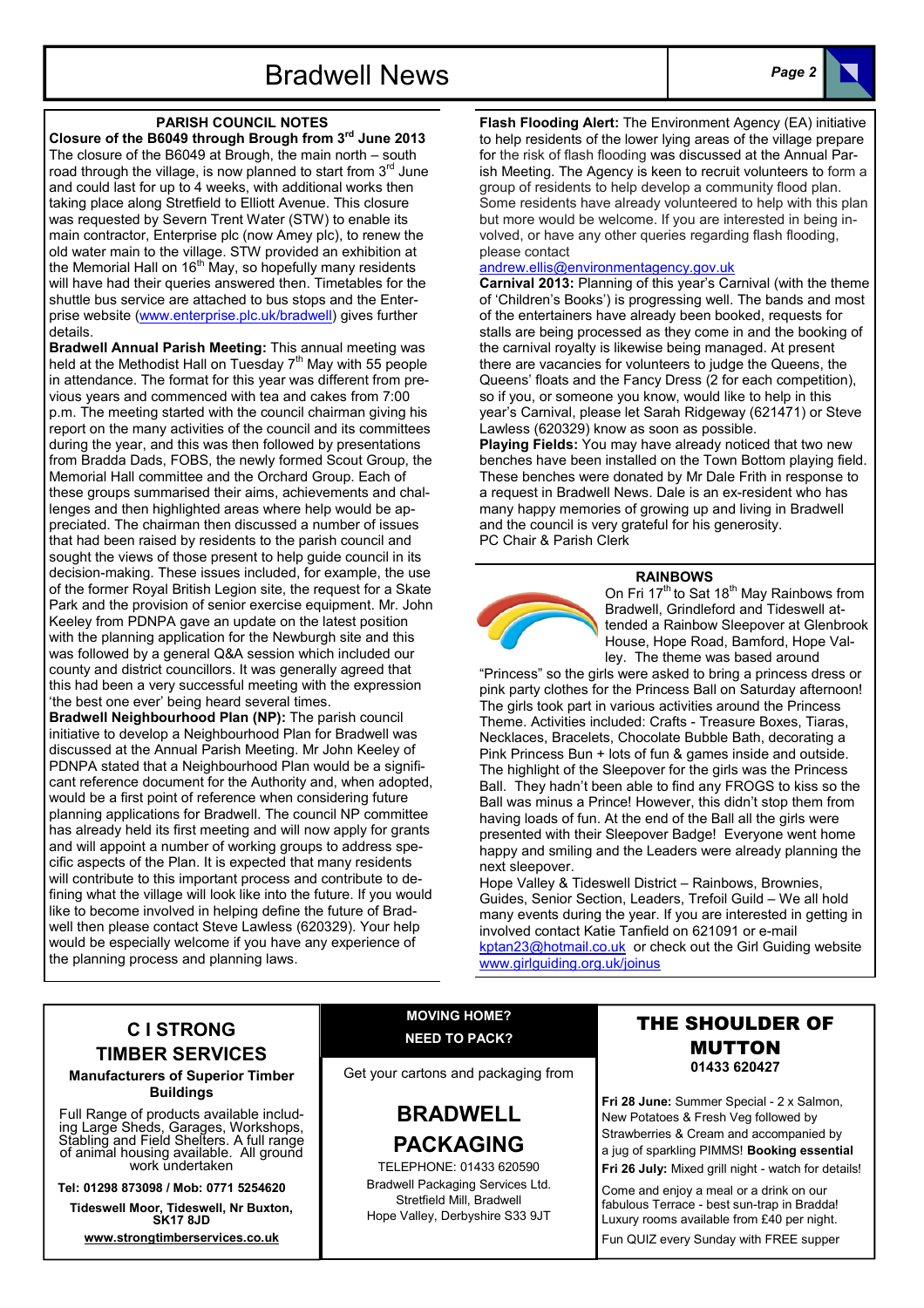## PARISH COUNCIL NOTES

**Closure of the B6049 through Brough from 3rd June 2013**
The closure of the B6049 at Brough, the main north – south road through the village, is now planned to start from 3rd June and could last for up to 4 weeks, with additional works then taking place along Stretfield to Elliott Avenue. This closure was requested by Severn Trent Water (STW) to enable its main contractor, Enterprise plc (now Amey plc), to renew the old water main to the village. STW provided an exhibition at the Memorial Hall on 16th May, so hopefully many residents will have had their queries answered then. Timetables for the shuttle bus service are attached to bus stops and the Enterprise website (www.enterprise.plc.uk/bradwell) gives further details.

**Bradwell Annual Parish Meeting:** This annual meeting was held at the Methodist Hall on Tuesday 7th May with 55 people in attendance. The format for this year was different from previous years and commenced with tea and cakes from 7:00 p.m. The meeting started with the council chairman giving his report on the many activities of the council and its committees during the year, and this was then followed by presentations from Bradda Dads, FOBS, the newly formed Scout Group, the Memorial Hall committee and the Orchard Group. Each of these groups summarised their aims, achievements and challenges and then highlighted areas where help would be appreciated. The chairman then discussed a number of issues that had been raised by residents to the parish council and sought the views of those present to help guide council in its decision-making. These issues included, for example, the use of the former Royal British Legion site, the request for a Skate Park and the provision of senior exercise equipment. Mr. John Keeley from PDNPA gave an update on the latest position with the planning application for the Newburgh site and this was followed by a general Q&A session which included our county and district councillors. It was generally agreed that this had been a very successful meeting with the expression 'the best one ever' being heard several times.

**Bradwell Neighbourhood Plan (NP):** The parish council initiative to develop a Neighbourhood Plan for Bradwell was discussed at the Annual Parish Meeting. Mr John Keeley of PDNPA stated that a Neighbourhood Plan would be a significant reference document for the Authority and, when adopted, would be a first point of reference when considering future planning applications for Bradwell. The council NP committee has already held its first meeting and will now apply for grants and will appoint a number of working groups to address specific aspects of the Plan. It is expected that many residents will contribute to this important process and contribute to defining what the village will look like into the future. If you would like to become involved in helping define the future of Bradwell then please contact Steve Lawless (620329). Your help would be especially welcome if you have any experience of the planning process and planning laws.

**Flash Flooding Alert:** The Environment Agency (EA) initiative to help residents of the lower lying areas of the village prepare for the risk of flash flooding was discussed at the Annual Parish Meeting. The Agency is keen to recruit volunteers to form a group of residents to help develop a community flood plan. Some residents have already volunteered to help with this plan but more would be welcome. If you are interested in being involved, or have any other queries regarding flash flooding, please contact
andrew.ellis@environmentagency.gov.uk

**Carnival 2013:** Planning of this year's Carnival (with the theme of 'Children's Books') is progressing well. The bands and most of the entertainers have already been booked, requests for stalls are being processed as they come in and the booking of the carnival royalty is likewise being managed. At present there are vacancies for volunteers to judge the Queens, the Queens' floats and the Fancy Dress (2 for each competition), so if you, or someone you know, would like to help in this year's Carnival, please let Sarah Ridgeway (621471) or Steve Lawless (620329) know as soon as possible.

**Playing Fields:** You may have already noticed that two new benches have been installed on the Town Bottom playing field. These benches were donated by Mr Dale Frith in response to a request in Bradwell News. Dale is an ex-resident who has many happy memories of growing up and living in Bradwell and the council is very grateful for his generosity.
PC Chair & Parish Clerk

## RAINBOWS

On Fri 17th to Sat 18th May Rainbows from Bradwell, Grindleford and Tideswell attended a Rainbow Sleepover at Glenbrook House, Hope Road, Bamford, Hope Valley. The theme was based around "Princess" so the girls were asked to bring a princess dress or pink party clothes for the Princess Ball on Saturday afternoon! The girls took part in various activities around the Princess Theme. Activities included: Crafts - Treasure Boxes, Tiaras, Necklaces, Bracelets, Chocolate Bubble Bath, decorating a Pink Princess Bun + lots of fun & games inside and outside. The highlight of the Sleepover for the girls was the Princess Ball. They hadn't been able to find any FROGS to kiss so the Ball was minus a Prince! However, this didn't stop them from having loads of fun. At the end of the Ball all the girls were presented with their Sleepover Badge! Everyone went home happy and smiling and the Leaders were already planning the next sleepover.

Hope Valley & Tideswell District – Rainbows, Brownies, Guides, Senior Section, Leaders, Trefoil Guild – We all hold many events during the year. If you are interested in getting involved contact Katie Tanfield on 621091 or e-mail kptan23@hotmail.co.uk or check out the Girl Guiding website www.girlguiding.org.uk/joinus

---

### C I STRONG TIMBER SERVICES

**Manufacturers of Superior Timber Buildings**

Full Range of products available including Large Sheds, Garages, Workshops, Stabling and Field Shelters. A full range of animal housing available. All ground work undertaken

**Tel: 01298 873098 / Mob: 0771 5254620**

**Tideswell Moor, Tideswell, Nr Buxton, SK17 8JD**

**www.strongtimberservices.co.uk**

---

**MOVING HOME?**
**NEED TO PACK?**

Get your cartons and packaging from

### BRADWELL PACKAGING

TELEPHONE: 01433 620590
Bradwell Packaging Services Ltd.
Stretfield Mill, Bradwell
Hope Valley, Derbyshire S33 9JT

---

### THE SHOULDER OF MUTTON

**01433 620427**

**Fri 28 June:** Summer Special - 2 x Salmon, New Potatoes & Fresh Veg followed by Strawberries & Cream and accompanied by a jug of sparkling PIMMS! **Booking essential**

**Fri 26 July:** Mixed grill night - watch for details!

Come and enjoy a meal or a drink on our fabulous Terrace - best sun-trap in Bradda! Luxury rooms available from £40 per night.

Fun QUIZ every Sunday with FREE supper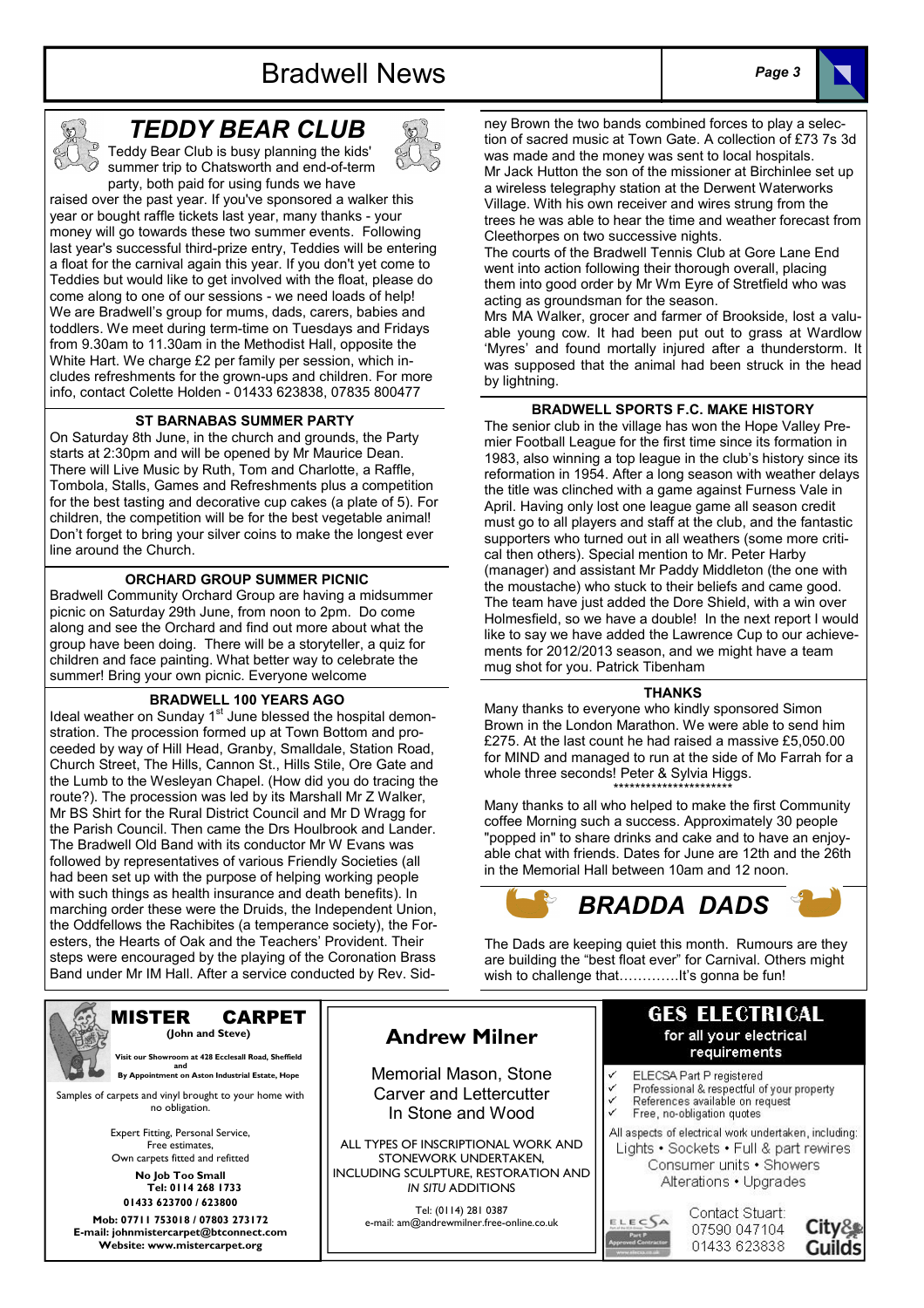# TEDDY BEAR CLUB

Teddy Bear Club is busy planning the kids' summer trip to Chatsworth and end-of-term party, both paid for using funds we have raised over the past year. If you've sponsored a walker this year or bought raffle tickets last year, many thanks - your money will go towards these two summer events. Following last year's successful third-prize entry, Teddies will be entering a float for the carnival again this year. If you don't yet come to Teddies but would like to get involved with the float, please do come along to one of our sessions - we need loads of help! We are Bradwell's group for mums, dads, carers, babies and toddlers. We meet during term-time on Tuesdays and Fridays from 9.30am to 11.30am in the Methodist Hall, opposite the White Hart. We charge £2 per family per session, which includes refreshments for the grown-ups and children. For more info, contact Colette Holden - 01433 623838, 07835 800477

### ST BARNABAS SUMMER PARTY

On Saturday 8th June, in the church and grounds, the Party starts at 2:30pm and will be opened by Mr Maurice Dean. There will Live Music by Ruth, Tom and Charlotte, a Raffle, Tombola, Stalls, Games and Refreshments plus a competition for the best tasting and decorative cup cakes (a plate of 5). For children, the competition will be for the best vegetable animal! Don't forget to bring your silver coins to make the longest ever line around the Church.

### ORCHARD GROUP SUMMER PICNIC

Bradwell Community Orchard Group are having a midsummer picnic on Saturday 29th June, from noon to 2pm. Do come along and see the Orchard and find out more about what the group have been doing. There will be a storyteller, a quiz for children and face painting. What better way to celebrate the summer! Bring your own picnic. Everyone welcome

### BRADWELL 100 YEARS AGO

Ideal weather on Sunday 1st June blessed the hospital demonstration. The procession formed up at Town Bottom and proceeded by way of Hill Head, Granby, Smalldale, Station Road, Church Street, The Hills, Cannon St., Hills Stile, Ore Gate and the Lumb to the Wesleyan Chapel. (How did you do tracing the route?). The procession was led by its Marshall Mr Z Walker, Mr BS Shirt for the Rural District Council and Mr D Wragg for the Parish Council. Then came the Drs Houlbrook and Lander. The Bradwell Old Band with its conductor Mr W Evans was followed by representatives of various Friendly Societies (all had been set up with the purpose of helping working people with such things as health insurance and death benefits). In marching order these were the Druids, the Independent Union, the Oddfellows the Rachibites (a temperance society), the Foresters, the Hearts of Oak and the Teachers' Provident. Their steps were encouraged by the playing of the Coronation Brass Band under Mr IM Hall. After a service conducted by Rev. Sidney Brown the two bands combined forces to play a selection of sacred music at Town Gate. A collection of £73 7s 3d was made and the money was sent to local hospitals.

Mr Jack Hutton the son of the missioner at Birchinlee set up a wireless telegraphy station at the Derwent Waterworks Village. With his own receiver and wires strung from the trees he was able to hear the time and weather forecast from Cleethorpes on two successive nights.

The courts of the Bradwell Tennis Club at Gore Lane End went into action following their thorough overall, placing them into good order by Mr Wm Eyre of Stretfield who was acting as groundsman for the season.

Mrs MA Walker, grocer and farmer of Brookside, lost a valuable young cow. It had been put out to grass at Wardlow 'Myres' and found mortally injured after a thunderstorm. It was supposed that the animal had been struck in the head by lightning.

### BRADWELL SPORTS F.C. MAKE HISTORY

The senior club in the village has won the Hope Valley Premier Football League for the first time since its formation in 1983, also winning a top league in the club's history since its reformation in 1954. After a long season with weather delays the title was clinched with a game against Furness Vale in April. Having only lost one league game all season credit must go to all players and staff at the club, and the fantastic supporters who turned out in all weathers (some more critical then others). Special mention to Mr. Peter Harby (manager) and assistant Mr Paddy Middleton (the one with the moustache) who stuck to their beliefs and came good. The team have just added the Dore Shield, with a win over Holmesfield, so we have a double! In the next report I would like to say we have added the Lawrence Cup to our achievements for 2012/2013 season, and we might have a team mug shot for you. Patrick Tibenham

### THANKS

Many thanks to everyone who kindly sponsored Simon Brown in the London Marathon. We were able to send him £275. At the last count he had raised a massive £5,050.00 for MIND and managed to run at the side of Mo Farrah for a whole three seconds! Peter & Sylvia Higgs.

**********************

Many thanks to all who helped to make the first Community coffee Morning such a success. Approximately 30 people "popped in" for shared drinks and cake and to have an enjoyable chat with friends. Dates for June are 12th and the 26th in the Memorial Hall between 10am and 12 noon.

# BRADDA DADS

The Dads are keeping quiet this month. Rumours are they are building the "best float ever" for Carnival. Others might wish to challenge that………….It's gonna be fun!

---

**MISTER CARPET**
**(John and Steve)**

**Visit our Showroom at 428 Ecclesall Road, Sheffield and By Appointment on Aston Industrial Estate, Hope**

Samples of carpets and vinyl brought to your home with no obligation.

Expert Fitting, Personal Service, Free estimates, Own carpets fitted and refitted

**No Job Too Small**
**Tel: 0114 268 1733**
**01433 623700 / 623800**
**Mob: 07711 753018 / 07803 273172**
**E-mail: johnmistercarpet@btconnect.com**
**Website: www.mistercarpet.org**

---

**Andrew Milner**

Memorial Mason, Stone Carver and Lettercutter In Stone and Wood

ALL TYPES OF INSCRIPTIONAL WORK AND STONEWORK UNDERTAKEN, INCLUDING SCULPTURE, RESTORATION AND *IN SITU* ADDITIONS

Tel: (0114) 281 0387
e-mail: am@andrewmilner.free-online.co.uk

---

**GES ELECTRICAL**
**for all your electrical requirements**

- ELECSA Part P registered
- Professional & respectful of your property
- References available on request
- Free, no-obligation quotes

All aspects of electrical work undertaken, including:
Lights • Sockets • Full & part rewires
Consumer units • Showers
Alterations • Upgrades

Contact Stuart:
07590 047104
01433 623838

ELECSA Part P Approved Contractor · City & Guilds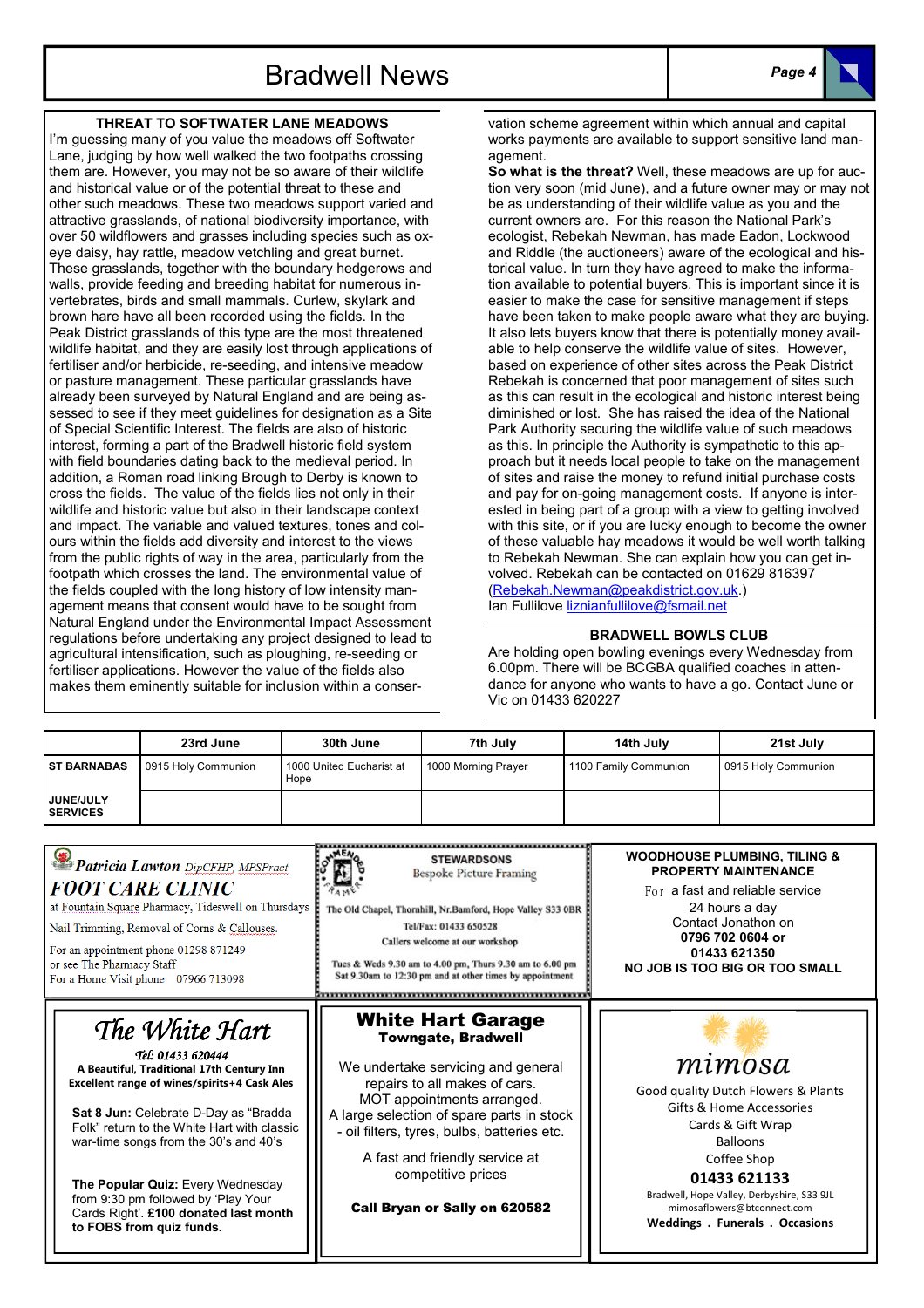## THREAT TO SOFTWATER LANE MEADOWS

I'm guessing many of you value the meadows off Softwater Lane, judging by how well walked the two footpaths crossing them are. However, you may not be so aware of their wildlife and historical value or of the potential threat to these and other such meadows. These two meadows support varied and attractive grasslands, of national biodiversity importance, with over 50 wildflowers and grasses including species such as ox-eye daisy, hay rattle, meadow vetchling and great burnet. These grasslands, together with the boundary hedgerows and walls, provide feeding and breeding habitat for numerous invertebrates, birds and small mammals. Curlew, skylark and brown hare have all been recorded using the fields. In the Peak District grasslands of this type are the most threatened wildlife habitat, and they are easily lost through applications of fertiliser and/or herbicide, re-seeding, and intensive meadow or pasture management. These particular grasslands have already been surveyed by Natural England and are being assessed to see if they meet guidelines for designation as a Site of Special Scientific Interest. The fields are also of historic interest, forming a part of the Bradwell historic field system with field boundaries dating back to the medieval period. In addition, a Roman road linking Brough to Derby is known to cross the fields. The value of the fields lies not only in their wildlife and historic value but also in their landscape context and impact. The variable and valued textures, tones and colours within the fields add diversity and interest to the views from the public rights of way in the area, particularly from the footpath which crosses the land. The environmental value of the fields coupled with the long history of low intensity management means that consent would have to be sought from Natural England under the Environmental Impact Assessment regulations before undertaking any project designed to lead to agricultural intensification, such as ploughing, re-seeding or fertiliser applications. However the value of the fields also makes them eminently suitable for inclusion within a conservation scheme agreement within which annual and capital works payments are available to support sensitive land management.

**So what is the threat?** Well, these meadows are up for auction very soon (mid June), and a future owner may or may not be as understanding of their wildlife value as you and the current owners are. For this reason the National Park's ecologist, Rebekah Newman, has made Eadon, Lockwood and Riddle (the auctioneers) aware of the ecological and historical value. In turn they have agreed to make the information available to potential buyers. This is important since it is easier to make the case for sensitive management if steps have been taken to make people aware what they are buying. It also lets buyers know that there is potentially money available to help conserve the wildlife value of sites. However, based on experience of other sites across the Peak District Rebekah is concerned that poor management of sites such as this can result in the ecological and historic interest being diminished or lost. She has raised the idea of the National Park Authority securing the wildlife value of such meadows as this. In principle the Authority is sympathetic to this approach but it needs local people to take on the management of sites and raise the money to refund initial purchase costs and pay for on-going management costs. If anyone is interested in being part of a group with a view to getting involved with this site, or if you are lucky enough to become the owner of these valuable hay meadows it would be well worth talking to Rebekah Newman. She can explain how you can get involved. Rebekah can be contacted on 01629 816397 (Rebekah.Newman@peakdistrict.gov.uk.)
Ian Fullilove liznianfullilove@fsmail.net

## BRADWELL BOWLS CLUB

Are holding open bowling evenings every Wednesday from 6.00pm. There will be BCGBA qualified coaches in attendance for anyone who wants to have a go. Contact June or Vic on 01433 620227

| | 23rd June | 30th June | 7th July | 14th July | 21st July |
|---|---|---|---|---|---|
| **ST BARNABAS** | 0915 Holy Communion | 1000 United Eucharist at Hope | 1000 Morning Prayer | 1100 Family Communion | 0915 Holy Communion |
| **JUNE/JULY SERVICES** | | | | | |

*Patricia Lawton* DipCFHP, MPSPract
**FOOT CARE CLINIC**
at Fountain Square Pharmacy, Tideswell on Thursdays
Nail Trimming, Removal of Corns & Callouses.
For an appointment phone 01298 871249
or see The Pharmacy Staff
For a Home Visit phone 07966 713098

**STEWARDSONS**
Bespoke Picture Framing
The Old Chapel, Thornhill, Nr.Bamford, Hope Valley S33 0BR
Tel/Fax: 01433 650528
Callers welcome at our workshop
Tues & Weds 9.30 am to 4.00 pm, Thurs 9.30 am to 6.00 pm
Sat 9.30am to 12:30 pm and at other times by appointment

**WOODHOUSE PLUMBING, TILING & PROPERTY MAINTENANCE**
For a fast and reliable service
24 hours a day
Contact Jonathon on
**0796 702 0604 or**
**01433 621350**
**NO JOB IS TOO BIG OR TOO SMALL**

*The White Hart*
*Tel: 01433 620444*
**A Beautiful, Traditional 17th Century Inn**
**Excellent range of wines/spirits+4 Cask Ales**

**Sat 8 Jun:** Celebrate D-Day as "Bradda Folk" return to the White Hart with classic war-time songs from the 30's and 40's

**The Popular Quiz:** Every Wednesday from 9:30 pm followed by 'Play Your Cards Right'. **£100 donated last month to FOBS from quiz funds.**

**White Hart Garage**
**Towngate, Bradwell**
We undertake servicing and general repairs to all makes of cars.
MOT appointments arranged.
A large selection of spare parts in stock - oil filters, tyres, bulbs, batteries etc.

A fast and friendly service at competitive prices

**Call Bryan or Sally on 620582**

*mimosa*
Good quality Dutch Flowers & Plants
Gifts & Home Accessories
Cards & Gift Wrap
Balloons
Coffee Shop
**01433 621133**
Bradwell, Hope Valley, Derbyshire, S33 9JL
mimosaflowers@btconnect.com
**Weddings . Funerals . Occasions**